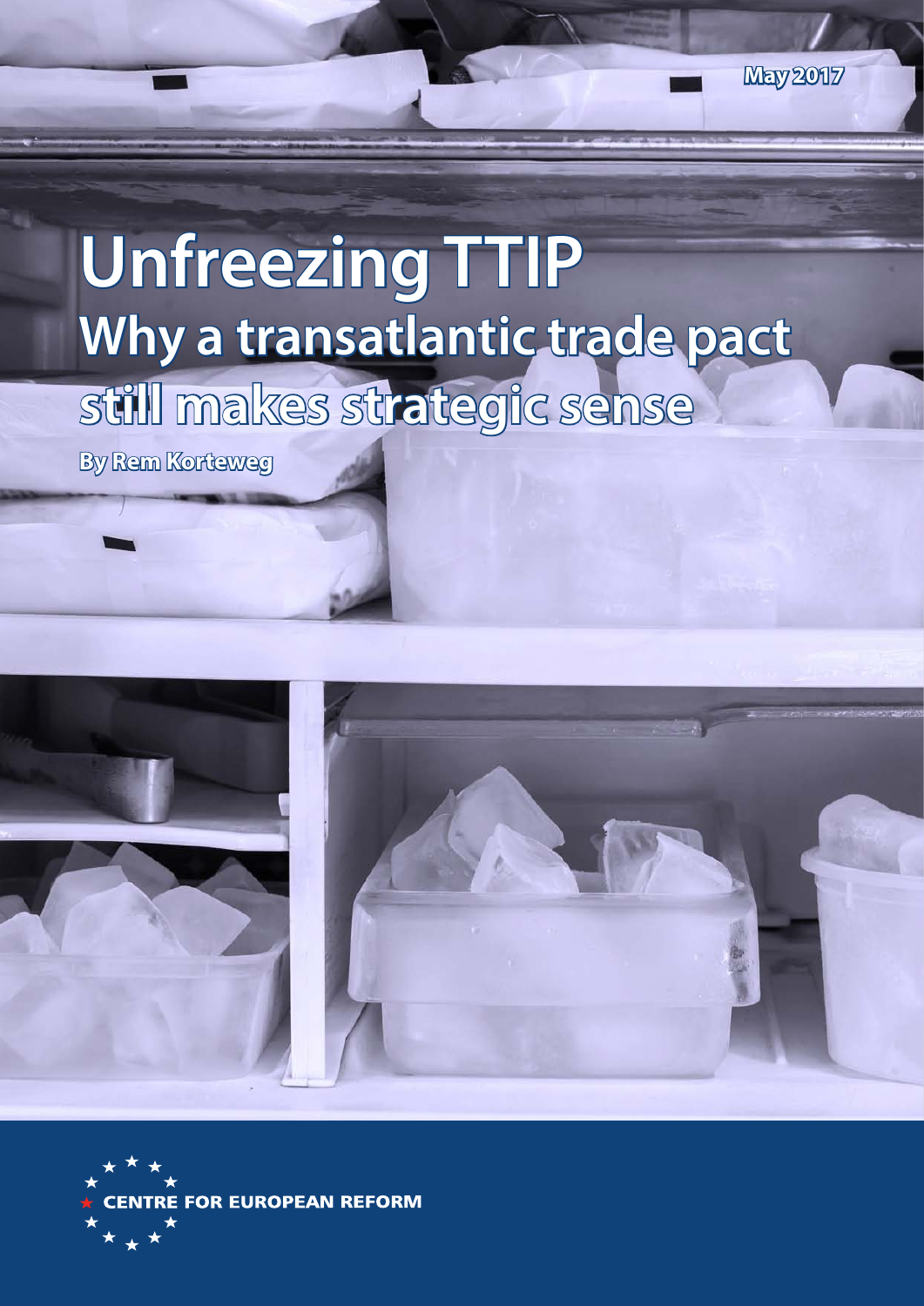May 2017

# Unfreezing TTIP

## Why a transatlantic trade pact still makes strategic sense

**By Rem Korteweg**

CENTRE FOR EUROPEAN REFORM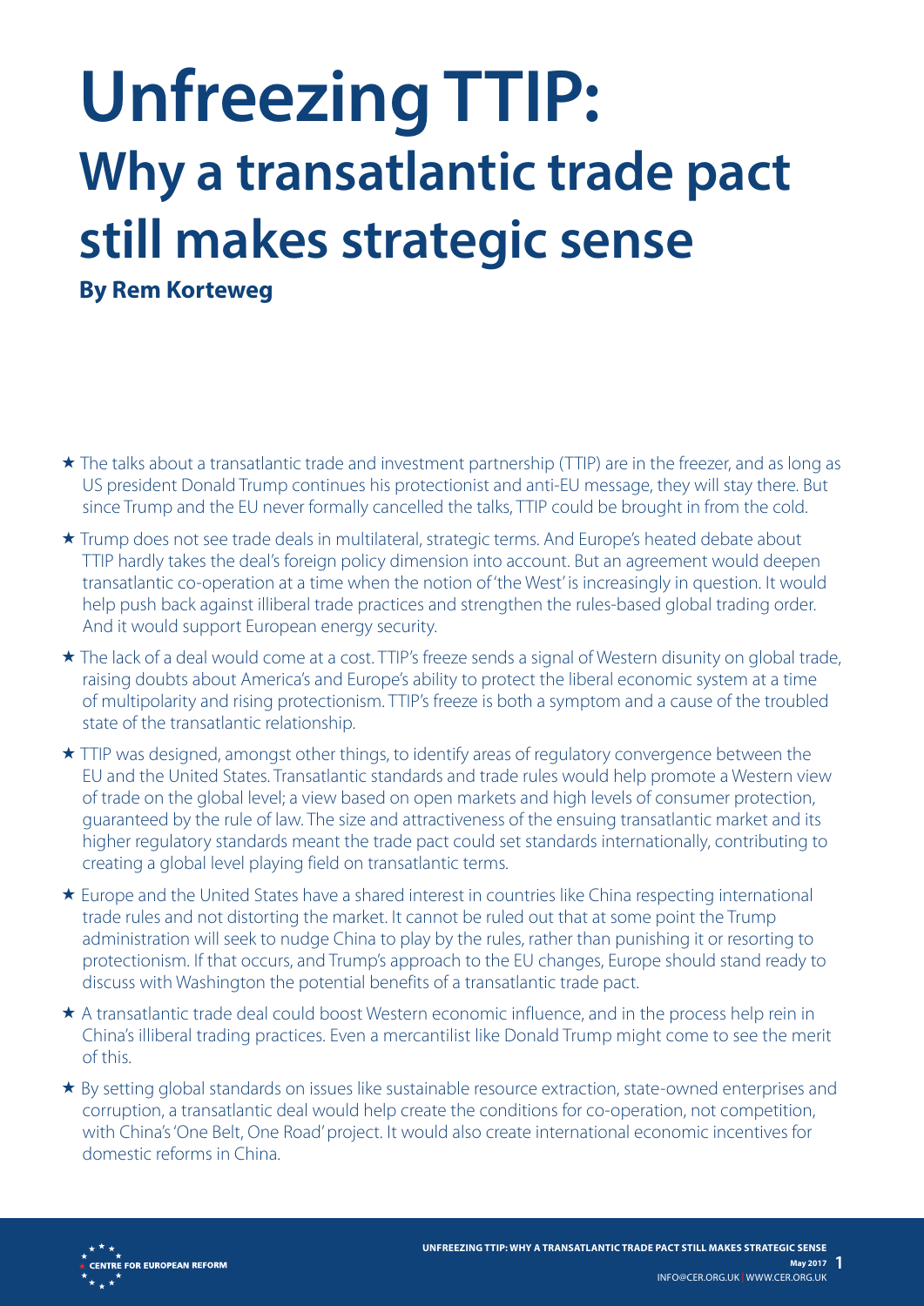# Unfreezing TTIP: Why a transatlantic trade pact still makes strategic sense

**By Rem Korteweg**

★ The talks about a transatlantic trade and investment partnership (TTIP) are in the freezer, and as long as US president Donald Trump continues his protectionist and anti-EU message, they will stay there. But since Trump and the EU never formally cancelled the talks, TTIP could be brought in from the cold.

★ Trump does not see trade deals in multilateral, strategic terms. And Europe's heated debate about TTIP hardly takes the deal's foreign policy dimension into account. But an agreement would deepen transatlantic co-operation at a time when the notion of 'the West' is increasingly in question. It would help push back against illiberal trade practices and strengthen the rules-based global trading order. And it would support European energy security.

★ The lack of a deal would come at a cost. TTIP's freeze sends a signal of Western disunity on global trade, raising doubts about America's and Europe's ability to protect the liberal economic system at a time of multipolarity and rising protectionism. TTIP's freeze is both a symptom and a cause of the troubled state of the transatlantic relationship.

★ TTIP was designed, amongst other things, to identify areas of regulatory convergence between the EU and the United States. Transatlantic standards and trade rules would help promote a Western view of trade on the global level; a view based on open markets and high levels of consumer protection, guaranteed by the rule of law. The size and attractiveness of the ensuing transatlantic market and its higher regulatory standards meant the trade pact could set standards internationally, contributing to creating a global level playing field on transatlantic terms.

★ Europe and the United States have a shared interest in countries like China respecting international trade rules and not distorting the market. It cannot be ruled out that at some point the Trump administration will seek to nudge China to play by the rules, rather than punishing it or resorting to protectionism. If that occurs, and Trump's approach to the EU changes, Europe should stand ready to discuss with Washington the potential benefits of a transatlantic trade pact.

★ A transatlantic trade deal could boost Western economic influence, and in the process help rein in China's illiberal trading practices. Even a mercantilist like Donald Trump might come to see the merit of this.

★ By setting global standards on issues like sustainable resource extraction, state-owned enterprises and corruption, a transatlantic deal would help create the conditions for co-operation, not competition, with China's 'One Belt, One Road' project. It would also create international economic incentives for domestic reforms in China.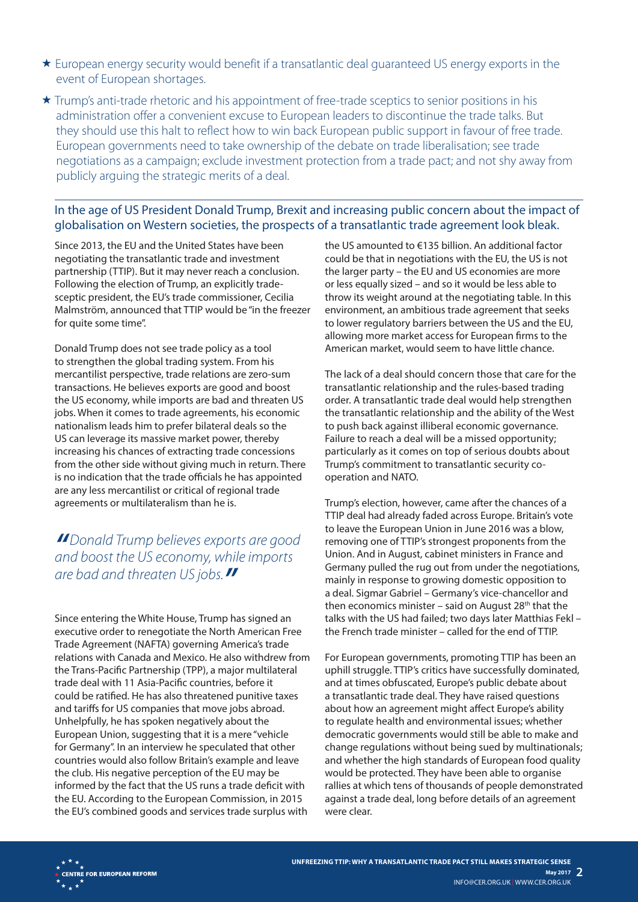- ★ European energy security would benefit if a transatlantic deal guaranteed US energy exports in the event of European shortages.
- ★ Trump's anti-trade rhetoric and his appointment of free-trade sceptics to senior positions in his administration offer a convenient excuse to European leaders to discontinue the trade talks. But they should use this halt to reflect how to win back European public support in favour of free trade. European governments need to take ownership of the debate on trade liberalisation; see trade negotiations as a campaign; exclude investment protection from a trade pact; and not shy away from publicly arguing the strategic merits of a deal.

---

In the age of US President Donald Trump, Brexit and increasing public concern about the impact of globalisation on Western societies, the prospects of a transatlantic trade agreement look bleak.

Since 2013, the EU and the United States have been negotiating the transatlantic trade and investment partnership (TTIP). But it may never reach a conclusion. Following the election of Trump, an explicitly trade-sceptic president, the EU's trade commissioner, Cecilia Malmström, announced that TTIP would be "in the freezer for quite some time".

Donald Trump does not see trade policy as a tool to strengthen the global trading system. From his mercantilist perspective, trade relations are zero-sum transactions. He believes exports are good and boost the US economy, while imports are bad and threaten US jobs. When it comes to trade agreements, his economic nationalism leads him to prefer bilateral deals so the US can leverage its massive market power, thereby increasing his chances of extracting trade concessions from the other side without giving much in return. There is no indication that the trade officials he has appointed are any less mercantilist or critical of regional trade agreements or multilateralism than he is.

> *"Donald Trump believes exports are good and boost the US economy, while imports are bad and threaten US jobs."*

Since entering the White House, Trump has signed an executive order to renegotiate the North American Free Trade Agreement (NAFTA) governing America's trade relations with Canada and Mexico. He also withdrew from the Trans-Pacific Partnership (TPP), a major multilateral trade deal with 11 Asia-Pacific countries, before it could be ratified. He has also threatened punitive taxes and tariffs for US companies that move jobs abroad. Unhelpfully, he has spoken negatively about the European Union, suggesting that it is a mere "vehicle for Germany". In an interview he speculated that other countries would also follow Britain's example and leave the club. His negative perception of the EU may be informed by the fact that the US runs a trade deficit with the EU. According to the European Commission, in 2015 the EU's combined goods and services trade surplus with the US amounted to €135 billion. An additional factor could be that in negotiations with the EU, the US is not the larger party – the EU and US economies are more or less equally sized – and so it would be less able to throw its weight around at the negotiating table. In this environment, an ambitious trade agreement that seeks to lower regulatory barriers between the US and the EU, allowing more market access for European firms to the American market, would seem to have little chance.

The lack of a deal should concern those that care for the transatlantic relationship and the rules-based trading order. A transatlantic trade deal would help strengthen the transatlantic relationship and the ability of the West to push back against illiberal economic governance. Failure to reach a deal will be a missed opportunity; particularly as it comes on top of serious doubts about Trump's commitment to transatlantic security co-operation and NATO.

Trump's election, however, came after the chances of a TTIP deal had already faded across Europe. Britain's vote to leave the European Union in June 2016 was a blow, removing one of TTIP's strongest proponents from the Union. And in August, cabinet ministers in France and Germany pulled the rug out from under the negotiations, mainly in response to growing domestic opposition to a deal. Sigmar Gabriel – Germany's vice-chancellor and then economics minister – said on August 28th that the talks with the US had failed; two days later Matthias Fekl – the French trade minister – called for the end of TTIP.

For European governments, promoting TTIP has been an uphill struggle. TTIP's critics have successfully dominated, and at times obfuscated, Europe's public debate about a transatlantic trade deal. They have raised questions about how an agreement might affect Europe's ability to regulate health and environmental issues; whether democratic governments would still be able to make and change regulations without being sued by multinationals; and whether the high standards of European food quality would be protected. They have been able to organise rallies at which tens of thousands of people demonstrated against a trade deal, long before details of an agreement were clear.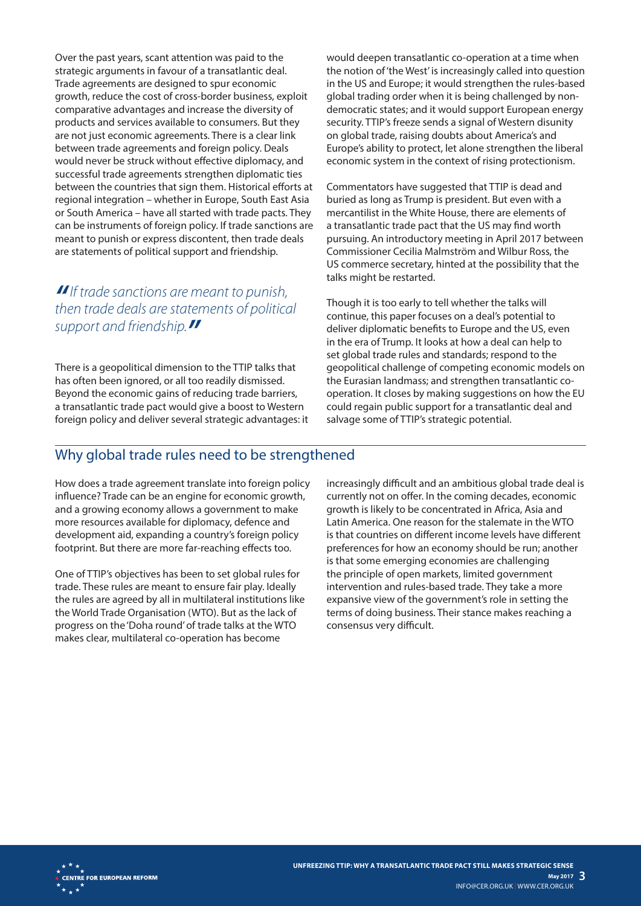Over the past years, scant attention was paid to the strategic arguments in favour of a transatlantic deal. Trade agreements are designed to spur economic growth, reduce the cost of cross-border business, exploit comparative advantages and increase the diversity of products and services available to consumers. But they are not just economic agreements. There is a clear link between trade agreements and foreign policy. Deals would never be struck without effective diplomacy, and successful trade agreements strengthen diplomatic ties between the countries that sign them. Historical efforts at regional integration – whether in Europe, South East Asia or South America – have all started with trade pacts. They can be instruments of foreign policy. If trade sanctions are meant to punish or express discontent, then trade deals are statements of political support and friendship.

> *"If trade sanctions are meant to punish, then trade deals are statements of political support and friendship."*

There is a geopolitical dimension to the TTIP talks that has often been ignored, or all too readily dismissed. Beyond the economic gains of reducing trade barriers, a transatlantic trade pact would give a boost to Western foreign policy and deliver several strategic advantages: it would deepen transatlantic co-operation at a time when the notion of 'the West' is increasingly called into question in the US and Europe; it would strengthen the rules-based global trading order when it is being challenged by non-democratic states; and it would support European energy security. TTIP's freeze sends a signal of Western disunity on global trade, raising doubts about America's and Europe's ability to protect, let alone strengthen the liberal economic system in the context of rising protectionism.

Commentators have suggested that TTIP is dead and buried as long as Trump is president. But even with a mercantilist in the White House, there are elements of a transatlantic trade pact that the US may find worth pursuing. An introductory meeting in April 2017 between Commissioner Cecilia Malmström and Wilbur Ross, the US commerce secretary, hinted at the possibility that the talks might be restarted.

Though it is too early to tell whether the talks will continue, this paper focuses on a deal's potential to deliver diplomatic benefits to Europe and the US, even in the era of Trump. It looks at how a deal can help to set global trade rules and standards; respond to the geopolitical challenge of competing economic models on the Eurasian landmass; and strengthen transatlantic co-operation. It closes by making suggestions on how the EU could regain public support for a transatlantic deal and salvage some of TTIP's strategic potential.

## Why global trade rules need to be strengthened

How does a trade agreement translate into foreign policy influence? Trade can be an engine for economic growth, and a growing economy allows a government to make more resources available for diplomacy, defence and development aid, expanding a country's foreign policy footprint. But there are more far-reaching effects too.

One of TTIP's objectives has been to set global rules for trade. These rules are meant to ensure fair play. Ideally the rules are agreed by all in multilateral institutions like the World Trade Organisation (WTO). But as the lack of progress on the 'Doha round' of trade talks at the WTO makes clear, multilateral co-operation has become increasingly difficult and an ambitious global trade deal is currently not on offer. In the coming decades, economic growth is likely to be concentrated in Africa, Asia and Latin America. One reason for the stalemate in the WTO is that countries on different income levels have different preferences for how an economy should be run; another is that some emerging economies are challenging the principle of open markets, limited government intervention and rules-based trade. They take a more expansive view of the government's role in setting the terms of doing business. Their stance makes reaching a consensus very difficult.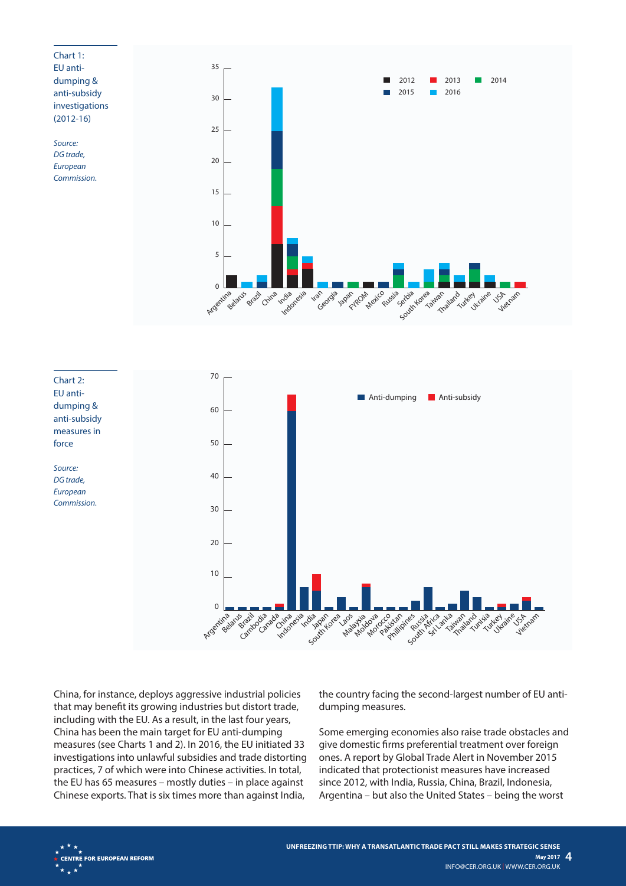Chart 1: EU anti-dumping & anti-subsidy investigations (2012-16)

*Source: DG trade, European Commission.*

Chart 2: EU anti-dumping & anti-subsidy measures in force

*Source: DG trade, European Commission.*

China, for instance, deploys aggressive industrial policies that may benefit its growing industries but distort trade, including with the EU. As a result, in the last four years, China has been the main target for EU anti-dumping measures (see Charts 1 and 2). In 2016, the EU initiated 33 investigations into unlawful subsidies and trade distorting practices, 7 of which were into Chinese activities. In total, the EU has 65 measures – mostly duties – in place against Chinese exports. That is six times more than against India, the country facing the second-largest number of EU anti-dumping measures.

Some emerging economies also raise trade obstacles and give domestic firms preferential treatment over foreign ones. A report by Global Trade Alert in November 2015 indicated that protectionist measures have increased since 2012, with India, Russia, China, Brazil, Indonesia, Argentina – but also the United States – being the worst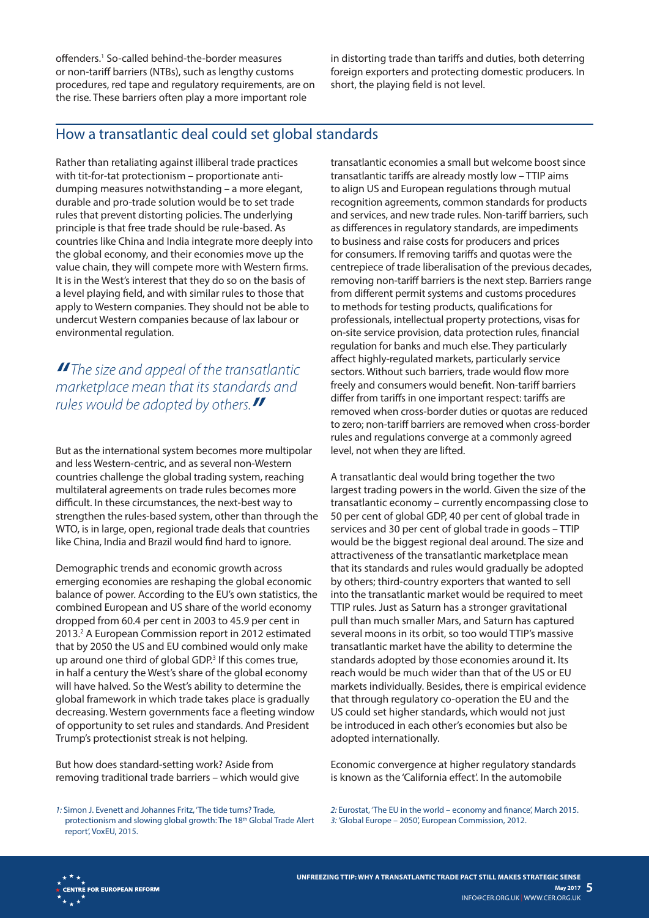offenders.[1] So-called behind-the-border measures or non-tariff barriers (NTBs), such as lengthy customs procedures, red tape and regulatory requirements, are on the rise. These barriers often play a more important role in distorting trade than tariffs and duties, both deterring foreign exporters and protecting domestic producers. In short, the playing field is not level.

## How a transatlantic deal could set global standards

Rather than retaliating against illiberal trade practices with tit-for-tat protectionism – proportionate anti-dumping measures notwithstanding – a more elegant, durable and pro-trade solution would be to set trade rules that prevent distorting policies. The underlying principle is that free trade should be rule-based. As countries like China and India integrate more deeply into the global economy, and their economies move up the value chain, they will compete more with Western firms. It is in the West's interest that they do so on the basis of a level playing field, and with similar rules to those that apply to Western companies. They should not be able to undercut Western companies because of lax labour or environmental regulation.

> *"The size and appeal of the transatlantic marketplace mean that its standards and rules would be adopted by others."*

But as the international system becomes more multipolar and less Western-centric, and as several non-Western countries challenge the global trading system, reaching multilateral agreements on trade rules becomes more difficult. In these circumstances, the next-best way to strengthen the rules-based system, other than through the WTO, is in large, open, regional trade deals that countries like China, India and Brazil would find hard to ignore.

Demographic trends and economic growth across emerging economies are reshaping the global economic balance of power. According to the EU's own statistics, the combined European and US share of the world economy dropped from 60.4 per cent in 2003 to 45.9 per cent in 2013.[2] A European Commission report in 2012 estimated that by 2050 the US and EU combined would only make up around one third of global GDP.[3] If this comes true, in half a century the West's share of the global economy will have halved. So the West's ability to determine the global framework in which trade takes place is gradually decreasing. Western governments face a fleeting window of opportunity to set rules and standards. And President Trump's protectionist streak is not helping.

But how does standard-setting work? Aside from removing traditional trade barriers – which would give transatlantic economies a small but welcome boost since transatlantic tariffs are already mostly low – TTIP aims to align US and European regulations through mutual recognition agreements, common standards for products and services, and new trade rules. Non-tariff barriers, such as differences in regulatory standards, are impediments to business and raise costs for producers and prices for consumers. If removing tariffs and quotas were the centrepiece of trade liberalisation of the previous decades, removing non-tariff barriers is the next step. Barriers range from different permit systems and customs procedures to methods for testing products, qualifications for professionals, intellectual property protections, visas for on-site service provision, data protection rules, financial regulation for banks and much else. They particularly affect highly-regulated markets, particularly service sectors. Without such barriers, trade would flow more freely and consumers would benefit. Non-tariff barriers differ from tariffs in one important respect: tariffs are removed when cross-border duties or quotas are reduced to zero; non-tariff barriers are removed when cross-border rules and regulations converge at a commonly agreed level, not when they are lifted.

A transatlantic deal would bring together the two largest trading powers in the world. Given the size of the transatlantic economy – currently encompassing close to 50 per cent of global GDP, 40 per cent of global trade in services and 30 per cent of global trade in goods – TTIP would be the biggest regional deal around. The size and attractiveness of the transatlantic marketplace mean that its standards and rules would gradually be adopted by others; third-country exporters that wanted to sell into the transatlantic market would be required to meet TTIP rules. Just as Saturn has a stronger gravitational pull than much smaller Mars, and Saturn has captured several moons in its orbit, so too would TTIP's massive transatlantic market have the ability to determine the standards adopted by those economies around it. Its reach would be much wider than that of the US or EU markets individually. Besides, there is empirical evidence that through regulatory co-operation the EU and the US could set higher standards, which would not just be introduced in each other's economies but also be adopted internationally.

Economic convergence at higher regulatory standards is known as the 'California effect'. In the automobile

1: Simon J. Evenett and Johannes Fritz, 'The tide turns? Trade, protectionism and slowing global growth: The 18th Global Trade Alert report', VoxEU, 2015.

2: Eurostat, 'The EU in the world – economy and finance', March 2015.

3: 'Global Europe – 2050', European Commission, 2012.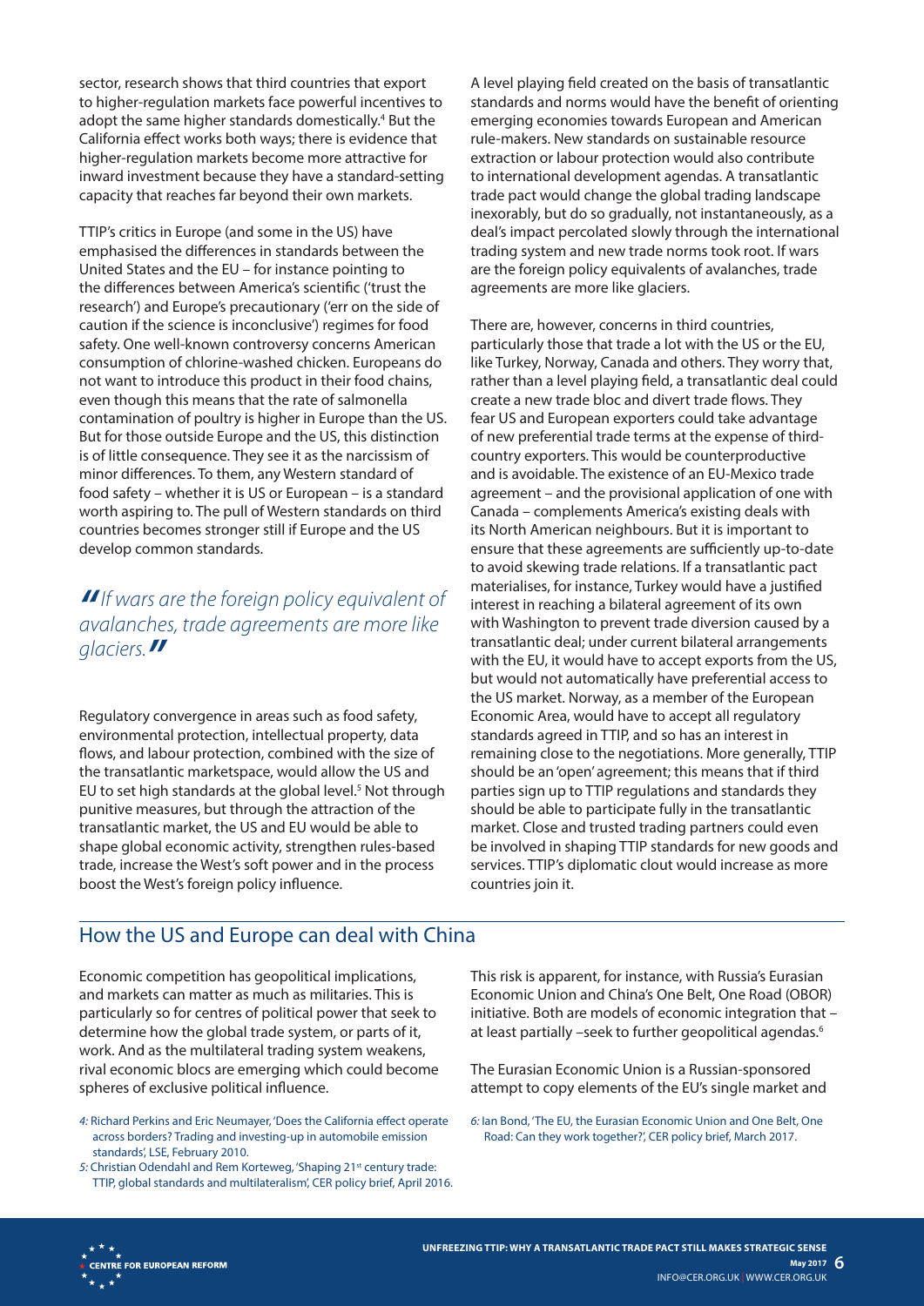sector, research shows that third countries that export to higher-regulation markets face powerful incentives to adopt the same higher standards domestically.[4] But the California effect works both ways; there is evidence that higher-regulation markets become more attractive for inward investment because they have a standard-setting capacity that reaches far beyond their own markets.

TTIP's critics in Europe (and some in the US) have emphasised the differences in standards between the United States and the EU – for instance pointing to the differences between America's scientific ('trust the research') and Europe's precautionary ('err on the side of caution if the science is inconclusive') regimes for food safety. One well-known controversy concerns American consumption of chlorine-washed chicken. Europeans do not want to introduce this product in their food chains, even though this means that the rate of salmonella contamination of poultry is higher in Europe than the US. But for those outside Europe and the US, this distinction is of little consequence. They see it as the narcissism of minor differences. To them, any Western standard of food safety – whether it is US or European – is a standard worth aspiring to. The pull of Western standards on third countries becomes stronger still if Europe and the US develop common standards.

> *"If wars are the foreign policy equivalent of avalanches, trade agreements are more like glaciers."*

Regulatory convergence in areas such as food safety, environmental protection, intellectual property, data flows, and labour protection, combined with the size of the transatlantic marketspace, would allow the US and EU to set high standards at the global level.[5] Not through punitive measures, but through the attraction of the transatlantic market, the US and EU would be able to shape global economic activity, strengthen rules-based trade, increase the West's soft power and in the process boost the West's foreign policy influence.

A level playing field created on the basis of transatlantic standards and norms would have the benefit of orienting emerging economies towards European and American rule-makers. New standards on sustainable resource extraction or labour protection would also contribute to international development agendas. A transatlantic trade pact would change the global trading landscape inexorably, but do so gradually, not instantaneously, as a deal's impact percolated slowly through the international trading system and new trade norms took root. If wars are the foreign policy equivalents of avalanches, trade agreements are more like glaciers.

There are, however, concerns in third countries, particularly those that trade a lot with the US or the EU, like Turkey, Norway, Canada and others. They worry that, rather than a level playing field, a transatlantic deal could create a new trade bloc and divert trade flows. They fear US and European exporters could take advantage of new preferential trade terms at the expense of third-country exporters. This would be counterproductive and is avoidable. The existence of an EU-Mexico trade agreement – and the provisional application of one with Canada – complements America's existing deals with its North American neighbours. But it is important to ensure that these agreements are sufficiently up-to-date to avoid skewing trade relations. If a transatlantic pact materialises, for instance, Turkey would have a justified interest in reaching a bilateral agreement of its own with Washington to prevent trade diversion caused by a transatlantic deal; under current bilateral arrangements with the EU, it would have to accept exports from the US, but would not automatically have preferential access to the US market. Norway, as a member of the European Economic Area, would have to accept all regulatory standards agreed in TTIP, and so has an interest in remaining close to the negotiations. More generally, TTIP should be an 'open' agreement; this means that if third parties sign up to TTIP regulations and standards they should be able to participate fully in the transatlantic market. Close and trusted trading partners could even be involved in shaping TTIP standards for new goods and services. TTIP's diplomatic clout would increase as more countries join it.

## How the US and Europe can deal with China

Economic competition has geopolitical implications, and markets can matter as much as militaries. This is particularly so for centres of political power that seek to determine how the global trade system, or parts of it, work. And as the multilateral trading system weakens, rival economic blocs are emerging which could become spheres of exclusive political influence.

This risk is apparent, for instance, with Russia's Eurasian Economic Union and China's One Belt, One Road (OBOR) initiative. Both are models of economic integration that – at least partially –seek to further geopolitical agendas.[6]

The Eurasian Economic Union is a Russian-sponsored attempt to copy elements of the EU's single market and

*4:* Richard Perkins and Eric Neumayer, 'Does the California effect operate across borders? Trading and investing-up in automobile emission standards', LSE, February 2010.

*5:* Christian Odendahl and Rem Korteweg, 'Shaping 21st century trade: TTIP, global standards and multilateralism', CER policy brief, April 2016.

*6:* Ian Bond, 'The EU, the Eurasian Economic Union and One Belt, One Road: Can they work together?', CER policy brief, March 2017.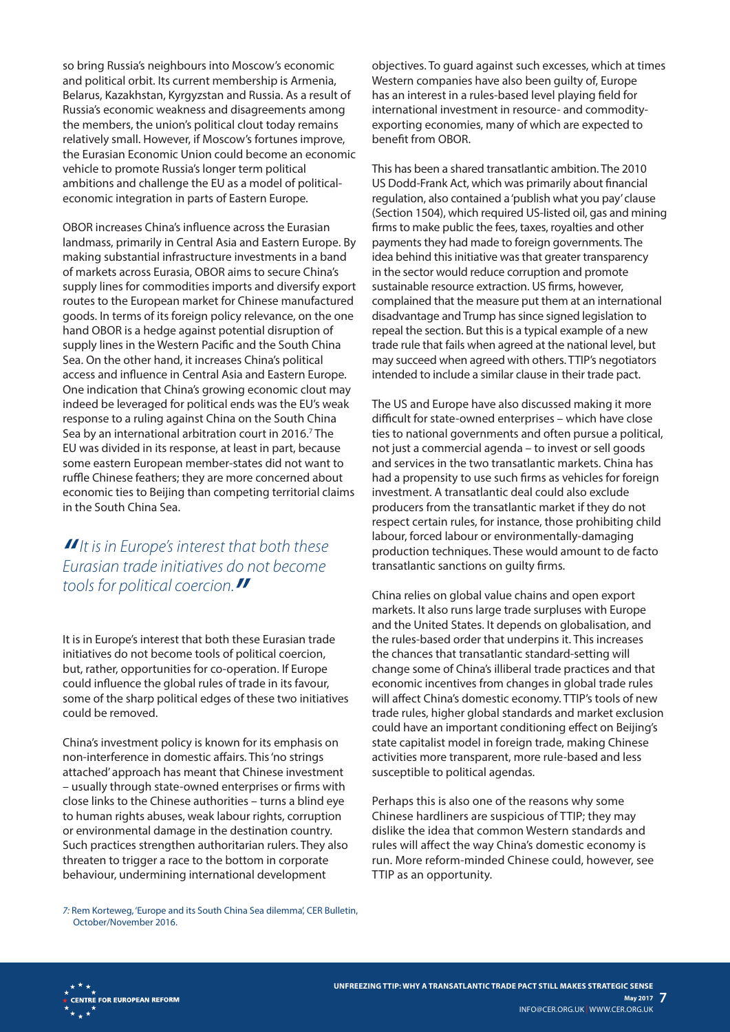so bring Russia's neighbours into Moscow's economic and political orbit. Its current membership is Armenia, Belarus, Kazakhstan, Kyrgyzstan and Russia. As a result of Russia's economic weakness and disagreements among the members, the union's political clout today remains relatively small. However, if Moscow's fortunes improve, the Eurasian Economic Union could become an economic vehicle to promote Russia's longer term political ambitions and challenge the EU as a model of political-economic integration in parts of Eastern Europe.

OBOR increases China's influence across the Eurasian landmass, primarily in Central Asia and Eastern Europe. By making substantial infrastructure investments in a band of markets across Eurasia, OBOR aims to secure China's supply lines for commodities imports and diversify export routes to the European market for Chinese manufactured goods. In terms of its foreign policy relevance, on the one hand OBOR is a hedge against potential disruption of supply lines in the Western Pacific and the South China Sea. On the other hand, it increases China's political access and influence in Central Asia and Eastern Europe. One indication that China's growing economic clout may indeed be leveraged for political ends was the EU's weak response to a ruling against China on the South China Sea by an international arbitration court in 2016.[7] The EU was divided in its response, at least in part, because some eastern European member-states did not want to ruffle Chinese feathers; they are more concerned about economic ties to Beijing than competing territorial claims in the South China Sea.

> *"It is in Europe's interest that both these Eurasian trade initiatives do not become tools for political coercion."*

It is in Europe's interest that both these Eurasian trade initiatives do not become tools of political coercion, but, rather, opportunities for co-operation. If Europe could influence the global rules of trade in its favour, some of the sharp political edges of these two initiatives could be removed.

China's investment policy is known for its emphasis on non-interference in domestic affairs. This 'no strings attached' approach has meant that Chinese investment – usually through state-owned enterprises or firms with close links to the Chinese authorities – turns a blind eye to human rights abuses, weak labour rights, corruption or environmental damage in the destination country. Such practices strengthen authoritarian rulers. They also threaten to trigger a race to the bottom in corporate behaviour, undermining international development objectives. To guard against such excesses, which at times Western companies have also been guilty of, Europe has an interest in a rules-based level playing field for international investment in resource- and commodity-exporting economies, many of which are expected to benefit from OBOR.

This has been a shared transatlantic ambition. The 2010 US Dodd-Frank Act, which was primarily about financial regulation, also contained a 'publish what you pay' clause (Section 1504), which required US-listed oil, gas and mining firms to make public the fees, taxes, royalties and other payments they had made to foreign governments. The idea behind this initiative was that greater transparency in the sector would reduce corruption and promote sustainable resource extraction. US firms, however, complained that the measure put them at an international disadvantage and Trump has since signed legislation to repeal the section. But this is a typical example of a new trade rule that fails when agreed at the national level, but may succeed when agreed with others. TTIP's negotiators intended to include a similar clause in their trade pact.

The US and Europe have also discussed making it more difficult for state-owned enterprises – which have close ties to national governments and often pursue a political, not just a commercial agenda – to invest or sell goods and services in the two transatlantic markets. China has had a propensity to use such firms as vehicles for foreign investment. A transatlantic deal could also exclude producers from the transatlantic market if they do not respect certain rules, for instance, those prohibiting child labour, forced labour or environmentally-damaging production techniques. These would amount to de facto transatlantic sanctions on guilty firms.

China relies on global value chains and open export markets. It also runs large trade surpluses with Europe and the United States. It depends on globalisation, and the rules-based order that underpins it. This increases the chances that transatlantic standard-setting will change some of China's illiberal trade practices and that economic incentives from changes in global trade rules will affect China's domestic economy. TTIP's tools of new trade rules, higher global standards and market exclusion could have an important conditioning effect on Beijing's state capitalist model in foreign trade, making Chinese activities more transparent, more rule-based and less susceptible to political agendas.

Perhaps this is also one of the reasons why some Chinese hardliners are suspicious of TTIP; they may dislike the idea that common Western standards and rules will affect the way China's domestic economy is run. More reform-minded Chinese could, however, see TTIP as an opportunity.

7: Rem Korteweg, 'Europe and its South China Sea dilemma', CER Bulletin, October/November 2016.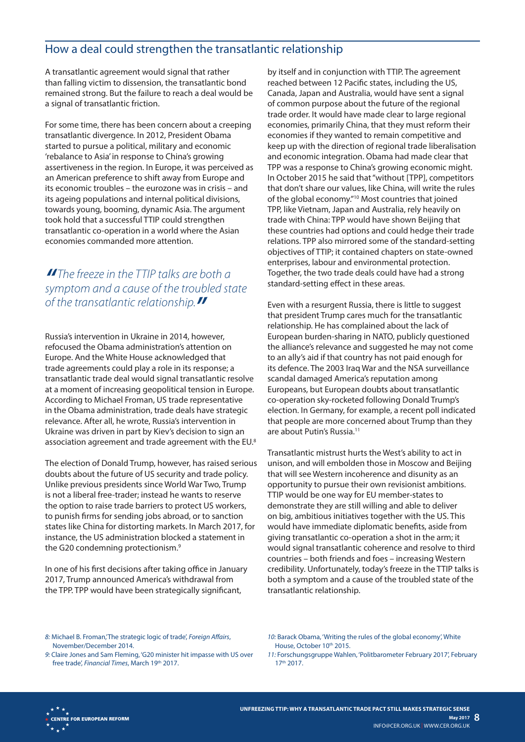## How a deal could strengthen the transatlantic relationship

A transatlantic agreement would signal that rather than falling victim to dissension, the transatlantic bond remained strong. But the failure to reach a deal would be a signal of transatlantic friction.

For some time, there has been concern about a creeping transatlantic divergence. In 2012, President Obama started to pursue a political, military and economic 'rebalance to Asia' in response to China's growing assertiveness in the region. In Europe, it was perceived as an American preference to shift away from Europe and its economic troubles – the eurozone was in crisis – and its ageing populations and internal political divisions, towards young, booming, dynamic Asia. The argument took hold that a successful TTIP could strengthen transatlantic co-operation in a world where the Asian economies commanded more attention.

> *"The freeze in the TTIP talks are both a symptom and a cause of the troubled state of the transatlantic relationship."*

Russia's intervention in Ukraine in 2014, however, refocused the Obama administration's attention on Europe. And the White House acknowledged that trade agreements could play a role in its response; a transatlantic trade deal would signal transatlantic resolve at a moment of increasing geopolitical tension in Europe. According to Michael Froman, US trade representative in the Obama administration, trade deals have strategic relevance. After all, he wrote, Russia's intervention in Ukraine was driven in part by Kiev's decision to sign an association agreement and trade agreement with the EU.[8]

The election of Donald Trump, however, has raised serious doubts about the future of US security and trade policy. Unlike previous presidents since World War Two, Trump is not a liberal free-trader; instead he wants to reserve the option to raise trade barriers to protect US workers, to punish firms for sending jobs abroad, or to sanction states like China for distorting markets. In March 2017, for instance, the US administration blocked a statement in the G20 condemning protectionism.[9]

In one of his first decisions after taking office in January 2017, Trump announced America's withdrawal from the TPP. TPP would have been strategically significant, by itself and in conjunction with TTIP. The agreement reached between 12 Pacific states, including the US, Canada, Japan and Australia, would have sent a signal of common purpose about the future of the regional trade order. It would have made clear to large regional economies, primarily China, that they must reform their economies if they wanted to remain competitive and keep up with the direction of regional trade liberalisation and economic integration. Obama had made clear that TPP was a response to China's growing economic might. In October 2015 he said that "without [TPP], competitors that don't share our values, like China, will write the rules of the global economy."[10] Most countries that joined TPP, like Vietnam, Japan and Australia, rely heavily on trade with China: TPP would have shown Beijing that these countries had options and could hedge their trade relations. TPP also mirrored some of the standard-setting objectives of TTIP; it contained chapters on state-owned enterprises, labour and environmental protection. Together, the two trade deals could have had a strong standard-setting effect in these areas.

Even with a resurgent Russia, there is little to suggest that president Trump cares much for the transatlantic relationship. He has complained about the lack of European burden-sharing in NATO, publicly questioned the alliance's relevance and suggested he may not come to an ally's aid if that country has not paid enough for its defence. The 2003 Iraq War and the NSA surveillance scandal damaged America's reputation among Europeans, but European doubts about transatlantic co-operation sky-rocketed following Donald Trump's election. In Germany, for example, a recent poll indicated that people are more concerned about Trump than they are about Putin's Russia.[11]

Transatlantic mistrust hurts the West's ability to act in unison, and will embolden those in Moscow and Beijing that will see Western incoherence and disunity as an opportunity to pursue their own revisionist ambitions. TTIP would be one way for EU member-states to demonstrate they are still willing and able to deliver on big, ambitious initiatives together with the US. This would have immediate diplomatic benefits, aside from giving transatlantic co-operation a shot in the arm; it would signal transatlantic coherence and resolve to third countries – both friends and foes – increasing Western credibility. Unfortunately, today's freeze in the TTIP talks is both a symptom and a cause of the troubled state of the transatlantic relationship.

8: Michael B. Froman, 'The strategic logic of trade', *Foreign Affairs*, November/December 2014.

9: Claire Jones and Sam Fleming, 'G20 minister hit impasse with US over free trade', *Financial Times*, March 19th 2017.

10: Barack Obama, 'Writing the rules of the global economy', White House, October 10th 2015.

11: Forschungsgruppe Wahlen, 'Politbarometer February 2017', February 17th 2017.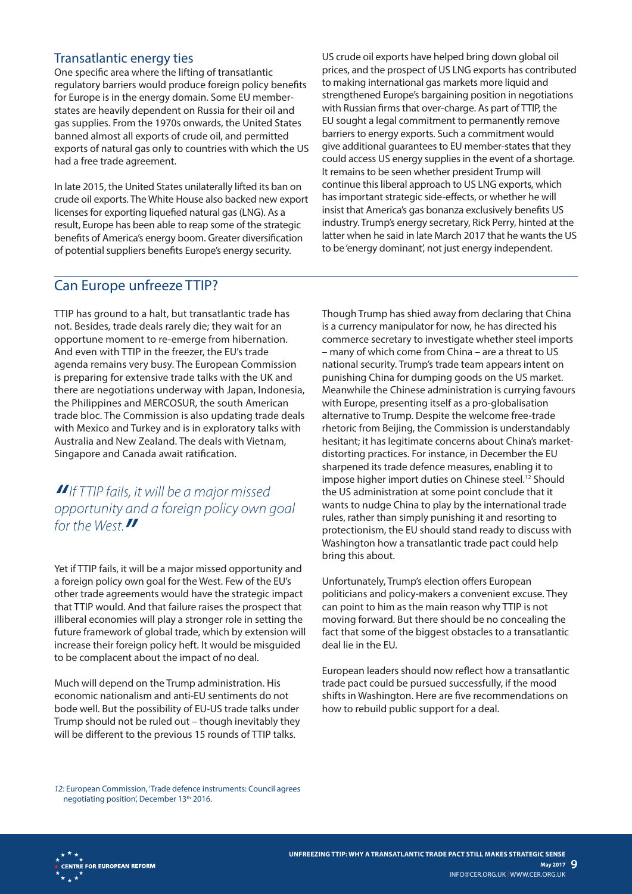## Transatlantic energy ties

One specific area where the lifting of transatlantic regulatory barriers would produce foreign policy benefits for Europe is in the energy domain. Some EU member-states are heavily dependent on Russia for their oil and gas supplies. From the 1970s onwards, the United States banned almost all exports of crude oil, and permitted exports of natural gas only to countries with which the US had a free trade agreement.

In late 2015, the United States unilaterally lifted its ban on crude oil exports. The White House also backed new export licenses for exporting liquefied natural gas (LNG). As a result, Europe has been able to reap some of the strategic benefits of America's energy boom. Greater diversification of potential suppliers benefits Europe's energy security. US crude oil exports have helped bring down global oil prices, and the prospect of US LNG exports has contributed to making international gas markets more liquid and strengthened Europe's bargaining position in negotiations with Russian firms that over-charge. As part of TTIP, the EU sought a legal commitment to permanently remove barriers to energy exports. Such a commitment would give additional guarantees to EU member-states that they could access US energy supplies in the event of a shortage. It remains to be seen whether president Trump will continue this liberal approach to US LNG exports, which has important strategic side-effects, or whether he will insist that America's gas bonanza exclusively benefits US industry. Trump's energy secretary, Rick Perry, hinted at the latter when he said in late March 2017 that he wants the US to be 'energy dominant', not just energy independent.

## Can Europe unfreeze TTIP?

TTIP has ground to a halt, but transatlantic trade has not. Besides, trade deals rarely die; they wait for an opportune moment to re-emerge from hibernation. And even with TTIP in the freezer, the EU's trade agenda remains very busy. The European Commission is preparing for extensive trade talks with the UK and there are negotiations underway with Japan, Indonesia, the Philippines and MERCOSUR, the south American trade bloc. The Commission is also updating trade deals with Mexico and Turkey and is in exploratory talks with Australia and New Zealand. The deals with Vietnam, Singapore and Canada await ratification.

> *"If TTIP fails, it will be a major missed opportunity and a foreign policy own goal for the West."*

Yet if TTIP fails, it will be a major missed opportunity and a foreign policy own goal for the West. Few of the EU's other trade agreements would have the strategic impact that TTIP would. And that failure raises the prospect that illiberal economies will play a stronger role in setting the future framework of global trade, which by extension will increase their foreign policy heft. It would be misguided to be complacent about the impact of no deal.

Much will depend on the Trump administration. His economic nationalism and anti-EU sentiments do not bode well. But the possibility of EU-US trade talks under Trump should not be ruled out – though inevitably they will be different to the previous 15 rounds of TTIP talks.

Though Trump has shied away from declaring that China is a currency manipulator for now, he has directed his commerce secretary to investigate whether steel imports – many of which come from China – are a threat to US national security. Trump's trade team appears intent on punishing China for dumping goods on the US market. Meanwhile the Chinese administration is currying favours with Europe, presenting itself as a pro-globalisation alternative to Trump. Despite the welcome free-trade rhetoric from Beijing, the Commission is understandably hesitant; it has legitimate concerns about China's market-distorting practices. For instance, in December the EU sharpened its trade defence measures, enabling it to impose higher import duties on Chinese steel.[12] Should the US administration at some point conclude that it wants to nudge China to play by the international trade rules, rather than simply punishing it and resorting to protectionism, the EU should stand ready to discuss with Washington how a transatlantic trade pact could help bring this about.

Unfortunately, Trump's election offers European politicians and policy-makers a convenient excuse. They can point to him as the main reason why TTIP is not moving forward. But there should be no concealing the fact that some of the biggest obstacles to a transatlantic deal lie in the EU.

European leaders should now reflect how a transatlantic trade pact could be pursued successfully, if the mood shifts in Washington. Here are five recommendations on how to rebuild public support for a deal.

*12:* European Commission, 'Trade defence instruments: Council agrees negotiating position', December 13th 2016.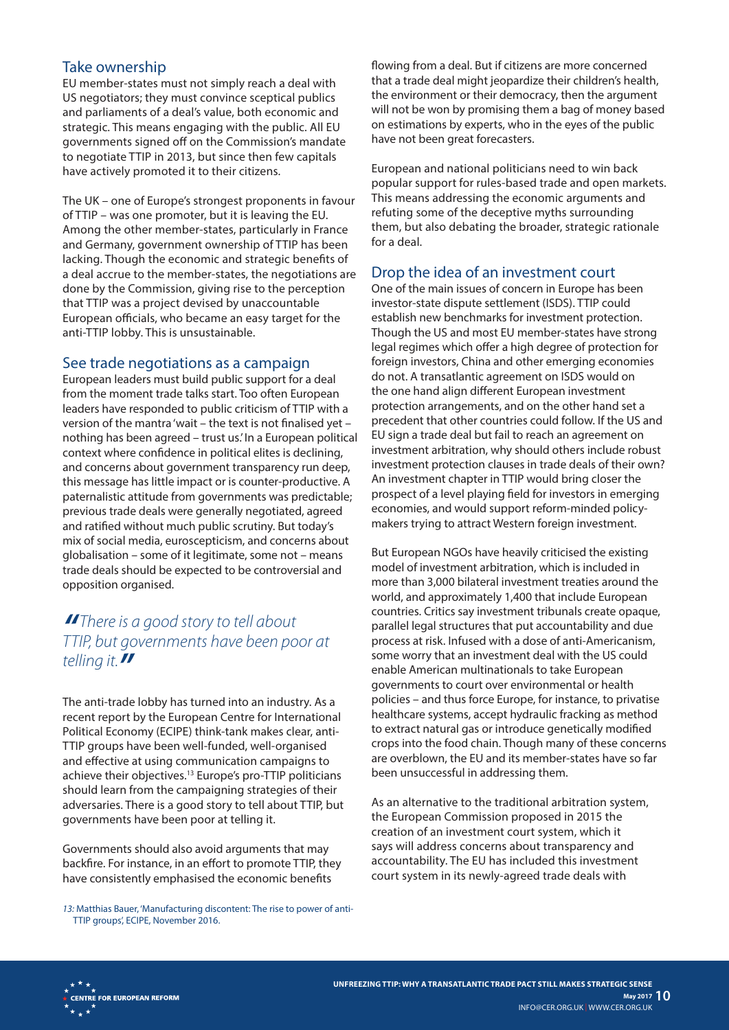## Take ownership

EU member-states must not simply reach a deal with US negotiators; they must convince sceptical publics and parliaments of a deal's value, both economic and strategic. This means engaging with the public. All EU governments signed off on the Commission's mandate to negotiate TTIP in 2013, but since then few capitals have actively promoted it to their citizens.

The UK – one of Europe's strongest proponents in favour of TTIP – was one promoter, but it is leaving the EU. Among the other member-states, particularly in France and Germany, government ownership of TTIP has been lacking. Though the economic and strategic benefits of a deal accrue to the member-states, the negotiations are done by the Commission, giving rise to the perception that TTIP was a project devised by unaccountable European officials, who became an easy target for the anti-TTIP lobby. This is unsustainable.

## See trade negotiations as a campaign

European leaders must build public support for a deal from the moment trade talks start. Too often European leaders have responded to public criticism of TTIP with a version of the mantra 'wait – the text is not finalised yet – nothing has been agreed – trust us.' In a European political context where confidence in political elites is declining, and concerns about government transparency run deep, this message has little impact or is counter-productive. A paternalistic attitude from governments was predictable; previous trade deals were generally negotiated, agreed and ratified without much public scrutiny. But today's mix of social media, euroscepticism, and concerns about globalisation – some of it legitimate, some not – means trade deals should be expected to be controversial and opposition organised.

> *"There is a good story to tell about TTIP, but governments have been poor at telling it."*

The anti-trade lobby has turned into an industry. As a recent report by the European Centre for International Political Economy (ECIPE) think-tank makes clear, anti-TTIP groups have been well-funded, well-organised and effective at using communication campaigns to achieve their objectives.[13] Europe's pro-TTIP politicians should learn from the campaigning strategies of their adversaries. There is a good story to tell about TTIP, but governments have been poor at telling it.

Governments should also avoid arguments that may backfire. For instance, in an effort to promote TTIP, they have consistently emphasised the economic benefits flowing from a deal. But if citizens are more concerned that a trade deal might jeopardize their children's health, the environment or their democracy, then the argument will not be won by promising them a bag of money based on estimations by experts, who in the eyes of the public have not been great forecasters.

European and national politicians need to win back popular support for rules-based trade and open markets. This means addressing the economic arguments and refuting some of the deceptive myths surrounding them, but also debating the broader, strategic rationale for a deal.

## Drop the idea of an investment court

One of the main issues of concern in Europe has been investor-state dispute settlement (ISDS). TTIP could establish new benchmarks for investment protection. Though the US and most EU member-states have strong legal regimes which offer a high degree of protection for foreign investors, China and other emerging economies do not. A transatlantic agreement on ISDS would on the one hand align different European investment protection arrangements, and on the other hand set a precedent that other countries could follow. If the US and EU sign a trade deal but fail to reach an agreement on investment arbitration, why should others include robust investment protection clauses in trade deals of their own? An investment chapter in TTIP would bring closer the prospect of a level playing field for investors in emerging economies, and would support reform-minded policy-makers trying to attract Western foreign investment.

But European NGOs have heavily criticised the existing model of investment arbitration, which is included in more than 3,000 bilateral investment treaties around the world, and approximately 1,400 that include European countries. Critics say investment tribunals create opaque, parallel legal structures that put accountability and due process at risk. Infused with a dose of anti-Americanism, some worry that an investment deal with the US could enable American multinationals to take European governments to court over environmental or health policies – and thus force Europe, for instance, to privatise healthcare systems, accept hydraulic fracking as method to extract natural gas or introduce genetically modified crops into the food chain. Though many of these concerns are overblown, the EU and its member-states have so far been unsuccessful in addressing them.

As an alternative to the traditional arbitration system, the European Commission proposed in 2015 the creation of an investment court system, which it says will address concerns about transparency and accountability. The EU has included this investment court system in its newly-agreed trade deals with

*13:* Matthias Bauer, 'Manufacturing discontent: The rise to power of anti-TTIP groups', ECIPE, November 2016.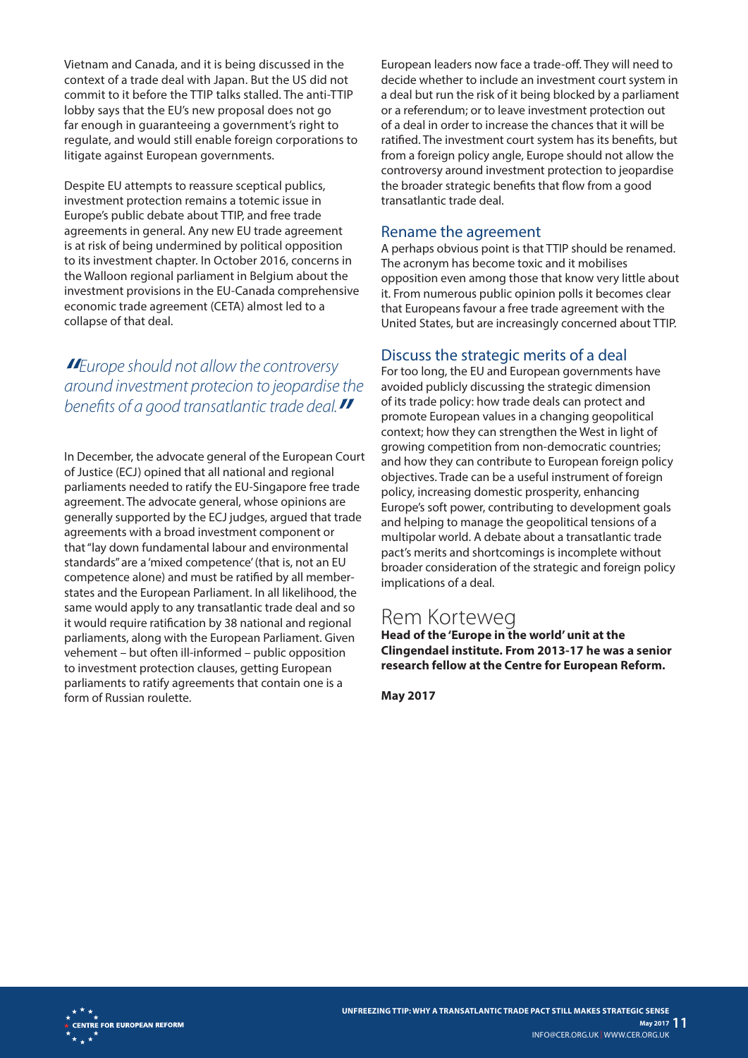Vietnam and Canada, and it is being discussed in the context of a trade deal with Japan. But the US did not commit to it before the TTIP talks stalled. The anti-TTIP lobby says that the EU's new proposal does not go far enough in guaranteeing a government's right to regulate, and would still enable foreign corporations to litigate against European governments.

Despite EU attempts to reassure sceptical publics, investment protection remains a totemic issue in Europe's public debate about TTIP, and free trade agreements in general. Any new EU trade agreement is at risk of being undermined by political opposition to its investment chapter. In October 2016, concerns in the Walloon regional parliament in Belgium about the investment provisions in the EU-Canada comprehensive economic trade agreement (CETA) almost led to a collapse of that deal.

> *"Europe should not allow the controversy around investment protecion to jeopardise the benefits of a good transatlantic trade deal."*

In December, the advocate general of the European Court of Justice (ECJ) opined that all national and regional parliaments needed to ratify the EU-Singapore free trade agreement. The advocate general, whose opinions are generally supported by the ECJ judges, argued that trade agreements with a broad investment component or that "lay down fundamental labour and environmental standards" are a 'mixed competence' (that is, not an EU competence alone) and must be ratified by all member-states and the European Parliament. In all likelihood, the same would apply to any transatlantic trade deal and so it would require ratification by 38 national and regional parliaments, along with the European Parliament. Given vehement – but often ill-informed – public opposition to investment protection clauses, getting European parliaments to ratify agreements that contain one is a form of Russian roulette.

European leaders now face a trade-off. They will need to decide whether to include an investment court system in a deal but run the risk of it being blocked by a parliament or a referendum; or to leave investment protection out of a deal in order to increase the chances that it will be ratified. The investment court system has its benefits, but from a foreign policy angle, Europe should not allow the controversy around investment protection to jeopardise the broader strategic benefits that flow from a good transatlantic trade deal.

## Rename the agreement

A perhaps obvious point is that TTIP should be renamed. The acronym has become toxic and it mobilises opposition even among those that know very little about it. From numerous public opinion polls it becomes clear that Europeans favour a free trade agreement with the United States, but are increasingly concerned about TTIP.

## Discuss the strategic merits of a deal

For too long, the EU and European governments have avoided publicly discussing the strategic dimension of its trade policy: how trade deals can protect and promote European values in a changing geopolitical context; how they can strengthen the West in light of growing competition from non-democratic countries; and how they can contribute to European foreign policy objectives. Trade can be a useful instrument of foreign policy, increasing domestic prosperity, enhancing Europe's soft power, contributing to development goals and helping to manage the geopolitical tensions of a multipolar world. A debate about a transatlantic trade pact's merits and shortcomings is incomplete without broader consideration of the strategic and foreign policy implications of a deal.

## Rem Korteweg

**Head of the 'Europe in the world' unit at the Clingendael institute. From 2013-17 he was a senior research fellow at the Centre for European Reform.**

**May 2017**